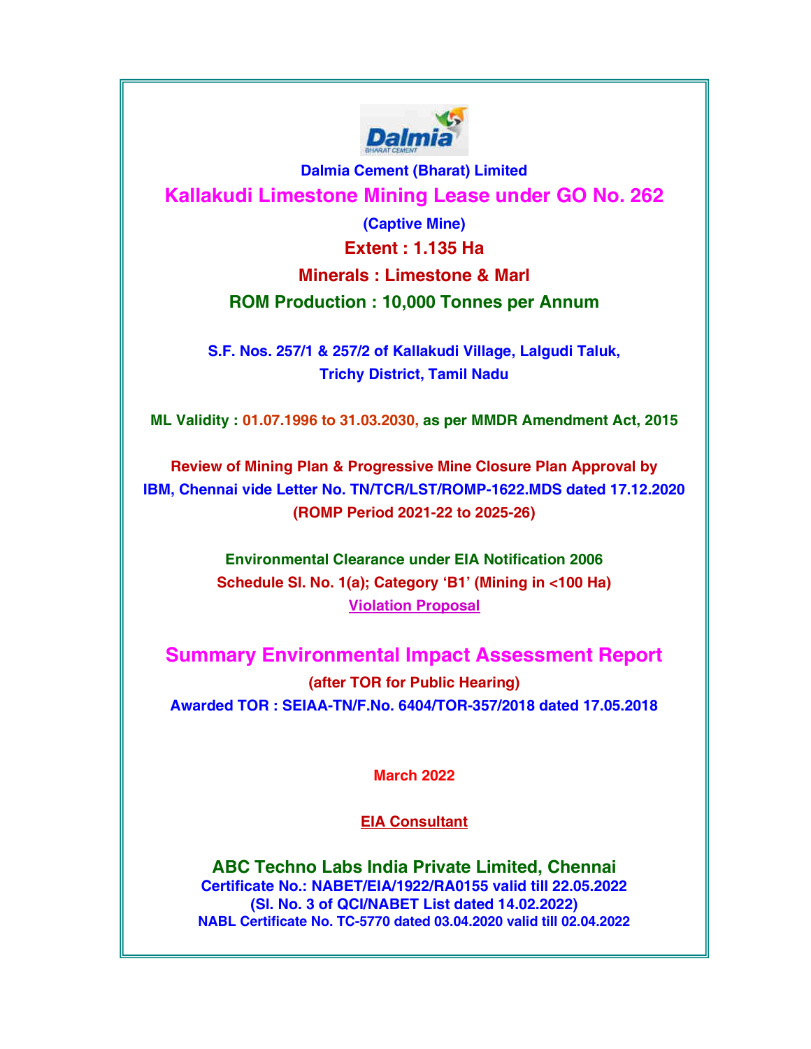**Dalmia Cement (Bharat) Limited**

# Kallakudi Limestone Mining Lease under GO No. 262

**(Captive Mine)**

**Extent : 1.135 Ha**

**Minerals : Limestone & Marl**

**ROM Production : 10,000 Tonnes per Annum**

**S.F. Nos. 257/1 & 257/2 of Kallakudi Village, Lalgudi Taluk, Trichy District, Tamil Nadu**

**ML Validity : 01.07.1996 to 31.03.2030, as per MMDR Amendment Act, 2015**

**Review of Mining Plan & Progressive Mine Closure Plan Approval by IBM, Chennai vide Letter No. TN/TCR/LST/ROMP-1622.MDS dated 17.12.2020**

**(ROMP Period 2021-22 to 2025-26)**

**Environmental Clearance under EIA Notification 2006**

**Schedule Sl. No. 1(a); Category 'B1' (Mining in <100 Ha)**

**Violation Proposal**

## Summary Environmental Impact Assessment Report

**(after TOR for Public Hearing)**

**Awarded TOR : SEIAA-TN/F.No. 6404/TOR-357/2018 dated 17.05.2018**

**March 2022**

**EIA Consultant**

**ABC Techno Labs India Private Limited, Chennai**

**Certificate No.: NABET/EIA/1922/RA0155 valid till 22.05.2022**

**(Sl. No. 3 of QCI/NABET List dated 14.02.2022)**

**NABL Certificate No. TC-5770 dated 03.04.2020 valid till 02.04.2022**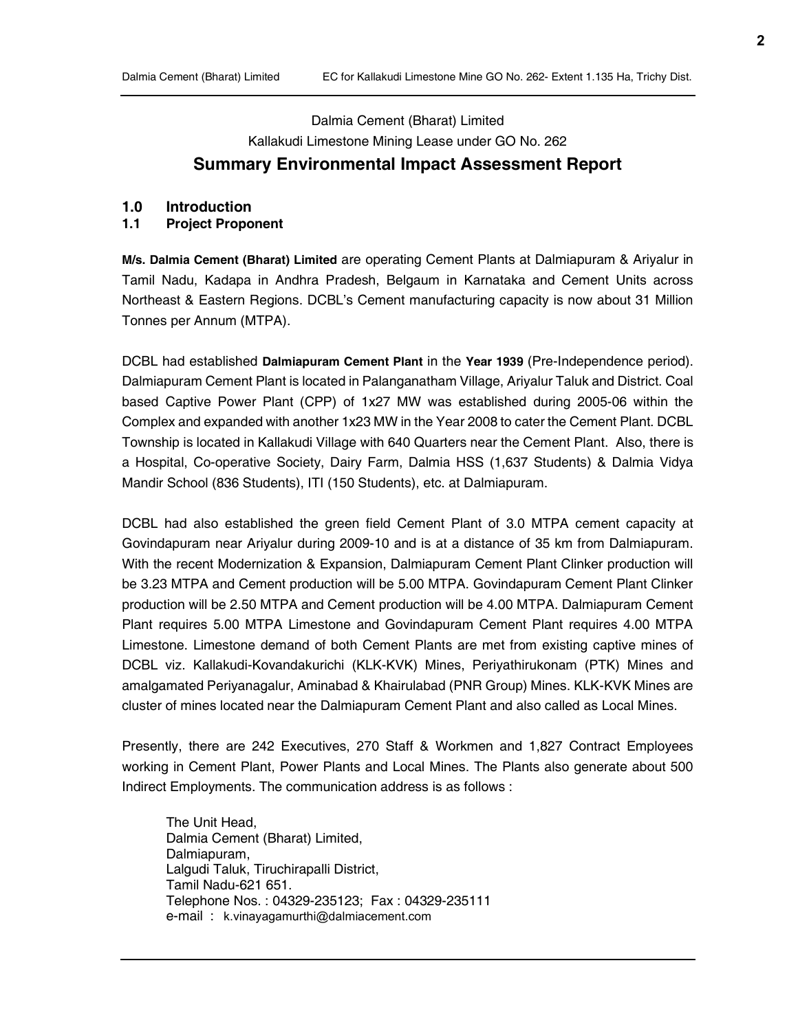Dalmia Cement (Bharat) Limited

Kallakudi Limestone Mining Lease under GO No. 262

# Summary Environmental Impact Assessment Report

## 1.0 Introduction

### 1.1 Project Proponent

**M/s. Dalmia Cement (Bharat) Limited** are operating Cement Plants at Dalmiapuram & Ariyalur in Tamil Nadu, Kadapa in Andhra Pradesh, Belgaum in Karnataka and Cement Units across Northeast & Eastern Regions. DCBL's Cement manufacturing capacity is now about 31 Million Tonnes per Annum (MTPA).

DCBL had established **Dalmiapuram Cement Plant** in the **Year 1939** (Pre-Independence period). Dalmiapuram Cement Plant is located in Palanganatham Village, Ariyalur Taluk and District. Coal based Captive Power Plant (CPP) of 1x27 MW was established during 2005-06 within the Complex and expanded with another 1x23 MW in the Year 2008 to cater the Cement Plant. DCBL Township is located in Kallakudi Village with 640 Quarters near the Cement Plant. Also, there is a Hospital, Co-operative Society, Dairy Farm, Dalmia HSS (1,637 Students) & Dalmia Vidya Mandir School (836 Students), ITI (150 Students), etc. at Dalmiapuram.

DCBL had also established the green field Cement Plant of 3.0 MTPA cement capacity at Govindapuram near Ariyalur during 2009-10 and is at a distance of 35 km from Dalmiapuram. With the recent Modernization & Expansion, Dalmiapuram Cement Plant Clinker production will be 3.23 MTPA and Cement production will be 5.00 MTPA. Govindapuram Cement Plant Clinker production will be 2.50 MTPA and Cement production will be 4.00 MTPA. Dalmiapuram Cement Plant requires 5.00 MTPA Limestone and Govindapuram Cement Plant requires 4.00 MTPA Limestone. Limestone demand of both Cement Plants are met from existing captive mines of DCBL viz. Kallakudi-Kovandakurichi (KLK-KVK) Mines, Periyathirukonam (PTK) Mines and amalgamated Periyanagalur, Aminabad & Khairulabad (PNR Group) Mines. KLK-KVK Mines are cluster of mines located near the Dalmiapuram Cement Plant and also called as Local Mines.

Presently, there are 242 Executives, 270 Staff & Workmen and 1,827 Contract Employees working in Cement Plant, Power Plants and Local Mines. The Plants also generate about 500 Indirect Employments. The communication address is as follows :

The Unit Head,  
Dalmia Cement (Bharat) Limited,  
Dalmiapuram,  
Lalgudi Taluk, Tiruchirapalli District,  
Tamil Nadu-621 651.  
Telephone Nos. : 04329-235123; Fax : 04329-235111  
e-mail : k.vinayagamurthi@dalmiacement.com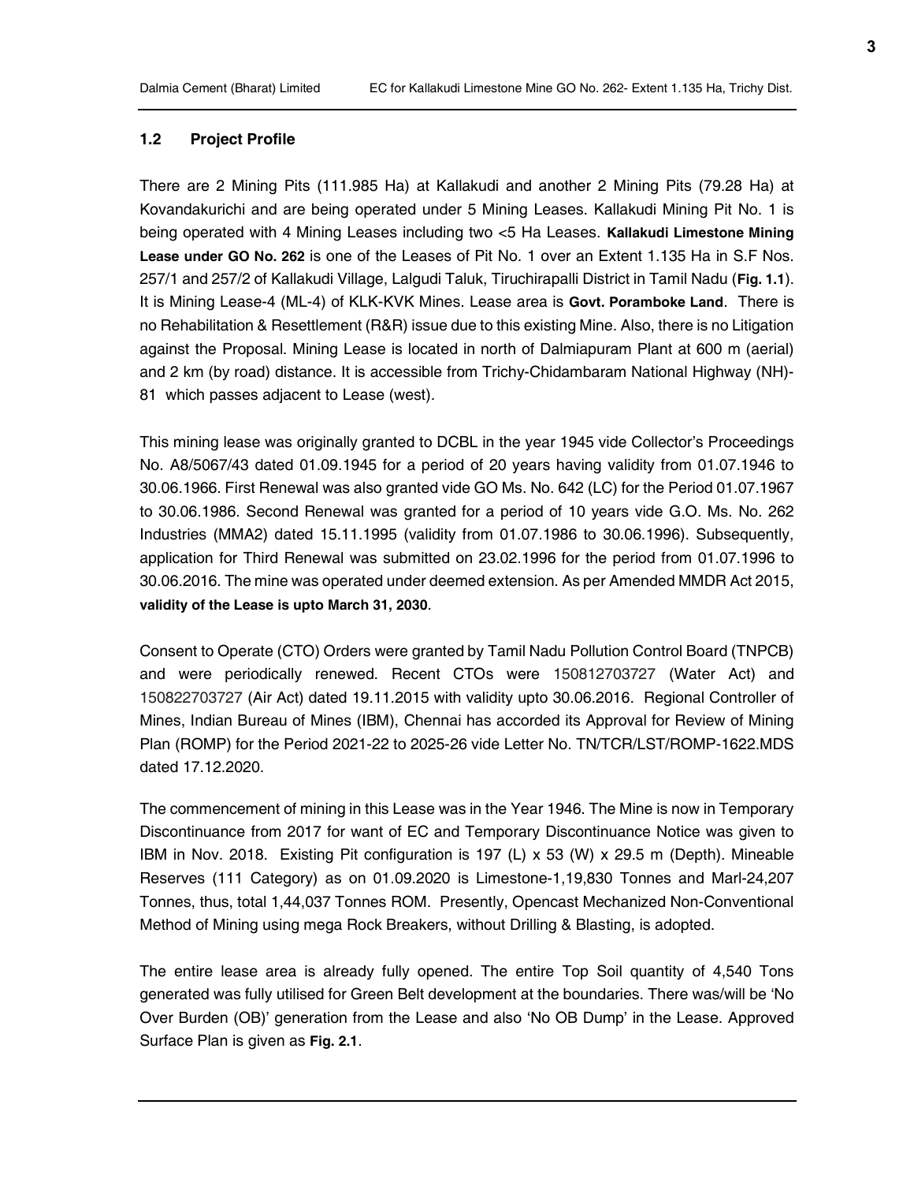## 1.2 Project Profile

There are 2 Mining Pits (111.985 Ha) at Kallakudi and another 2 Mining Pits (79.28 Ha) at Kovandakurichi and are being operated under 5 Mining Leases. Kallakudi Mining Pit No. 1 is being operated with 4 Mining Leases including two <5 Ha Leases. **Kallakudi Limestone Mining Lease under GO No. 262** is one of the Leases of Pit No. 1 over an Extent 1.135 Ha in S.F Nos. 257/1 and 257/2 of Kallakudi Village, Lalgudi Taluk, Tiruchirapalli District in Tamil Nadu (**Fig. 1.1**). It is Mining Lease-4 (ML-4) of KLK-KVK Mines. Lease area is **Govt. Poramboke Land**. There is no Rehabilitation & Resettlement (R&R) issue due to this existing Mine. Also, there is no Litigation against the Proposal. Mining Lease is located in north of Dalmiapuram Plant at 600 m (aerial) and 2 km (by road) distance. It is accessible from Trichy-Chidambaram National Highway (NH)-81 which passes adjacent to Lease (west).

This mining lease was originally granted to DCBL in the year 1945 vide Collector's Proceedings No. A8/5067/43 dated 01.09.1945 for a period of 20 years having validity from 01.07.1946 to 30.06.1966. First Renewal was also granted vide GO Ms. No. 642 (LC) for the Period 01.07.1967 to 30.06.1986. Second Renewal was granted for a period of 10 years vide G.O. Ms. No. 262 Industries (MMA2) dated 15.11.1995 (validity from 01.07.1986 to 30.06.1996). Subsequently, application for Third Renewal was submitted on 23.02.1996 for the period from 01.07.1996 to 30.06.2016. The mine was operated under deemed extension. As per Amended MMDR Act 2015, **validity of the Lease is upto March 31, 2030**.

Consent to Operate (CTO) Orders were granted by Tamil Nadu Pollution Control Board (TNPCB) and were periodically renewed. Recent CTOs were 150812703727 (Water Act) and 150822703727 (Air Act) dated 19.11.2015 with validity upto 30.06.2016. Regional Controller of Mines, Indian Bureau of Mines (IBM), Chennai has accorded its Approval for Review of Mining Plan (ROMP) for the Period 2021-22 to 2025-26 vide Letter No. TN/TCR/LST/ROMP-1622.MDS dated 17.12.2020.

The commencement of mining in this Lease was in the Year 1946. The Mine is now in Temporary Discontinuance from 2017 for want of EC and Temporary Discontinuance Notice was given to IBM in Nov. 2018. Existing Pit configuration is 197 (L) x 53 (W) x 29.5 m (Depth). Mineable Reserves (111 Category) as on 01.09.2020 is Limestone-1,19,830 Tonnes and Marl-24,207 Tonnes, thus, total 1,44,037 Tonnes ROM. Presently, Opencast Mechanized Non-Conventional Method of Mining using mega Rock Breakers, without Drilling & Blasting, is adopted.

The entire lease area is already fully opened. The entire Top Soil quantity of 4,540 Tons generated was fully utilised for Green Belt development at the boundaries. There was/will be 'No Over Burden (OB)' generation from the Lease and also 'No OB Dump' in the Lease. Approved Surface Plan is given as **Fig. 2.1**.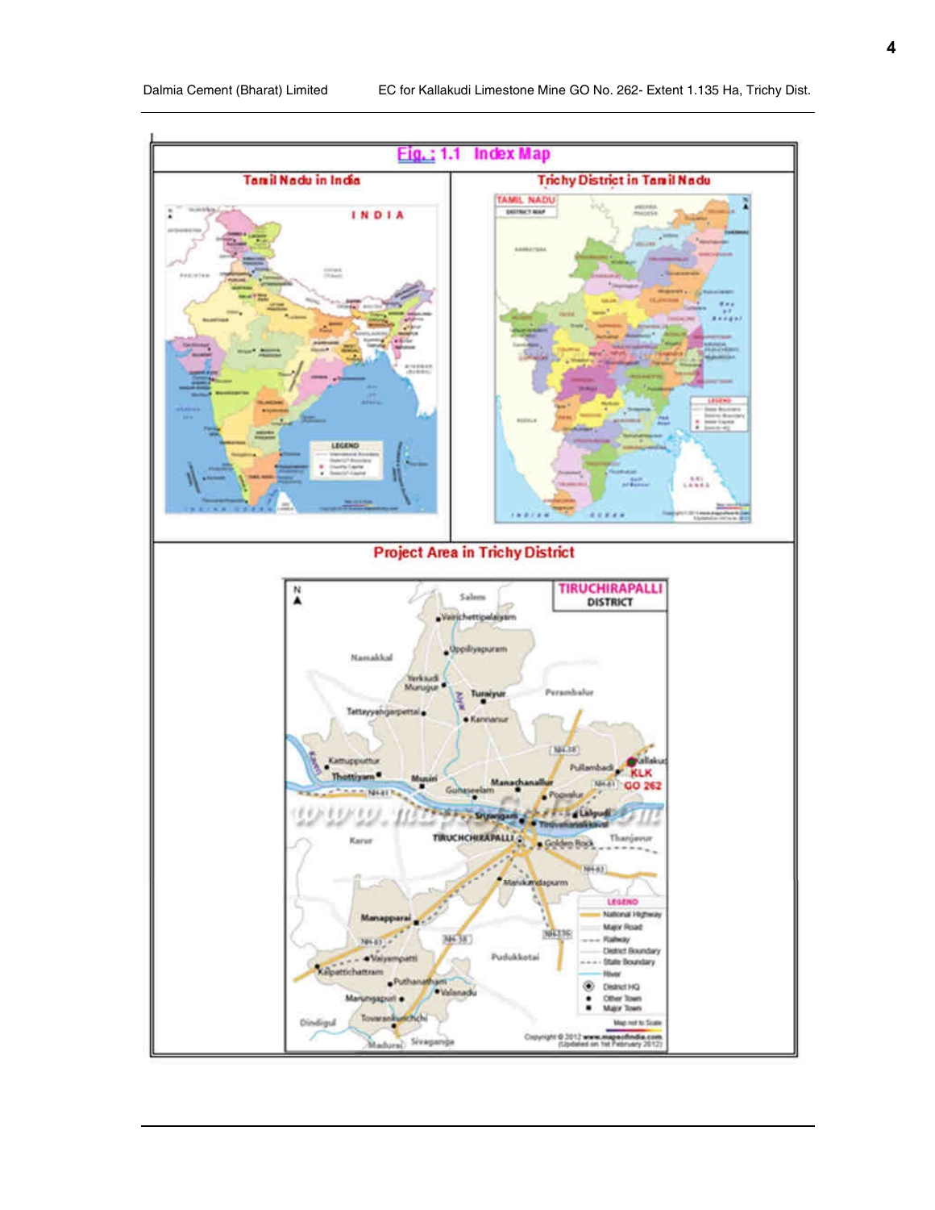## Fig.: 1.1 Index Map

| Tamil Nadu in India | Trichy District in Tamil Nadu |
|---|---|

### Project Area in Trichy District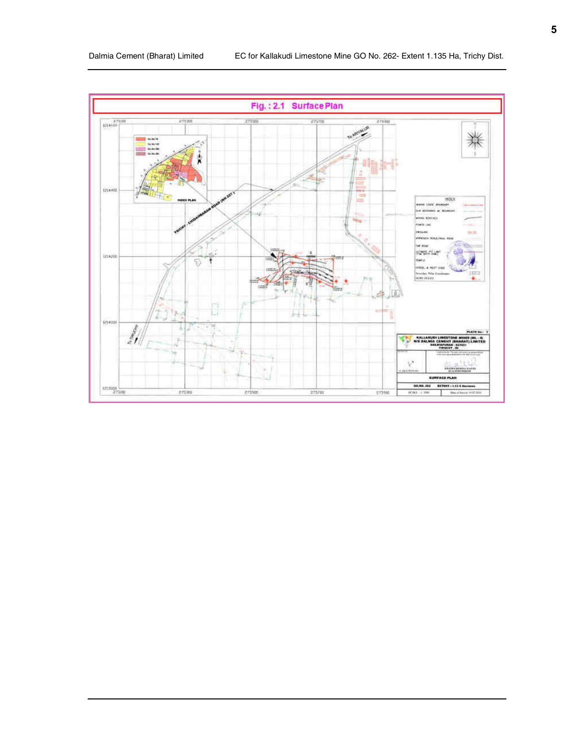**Fig. : 2.1 Surface Plan**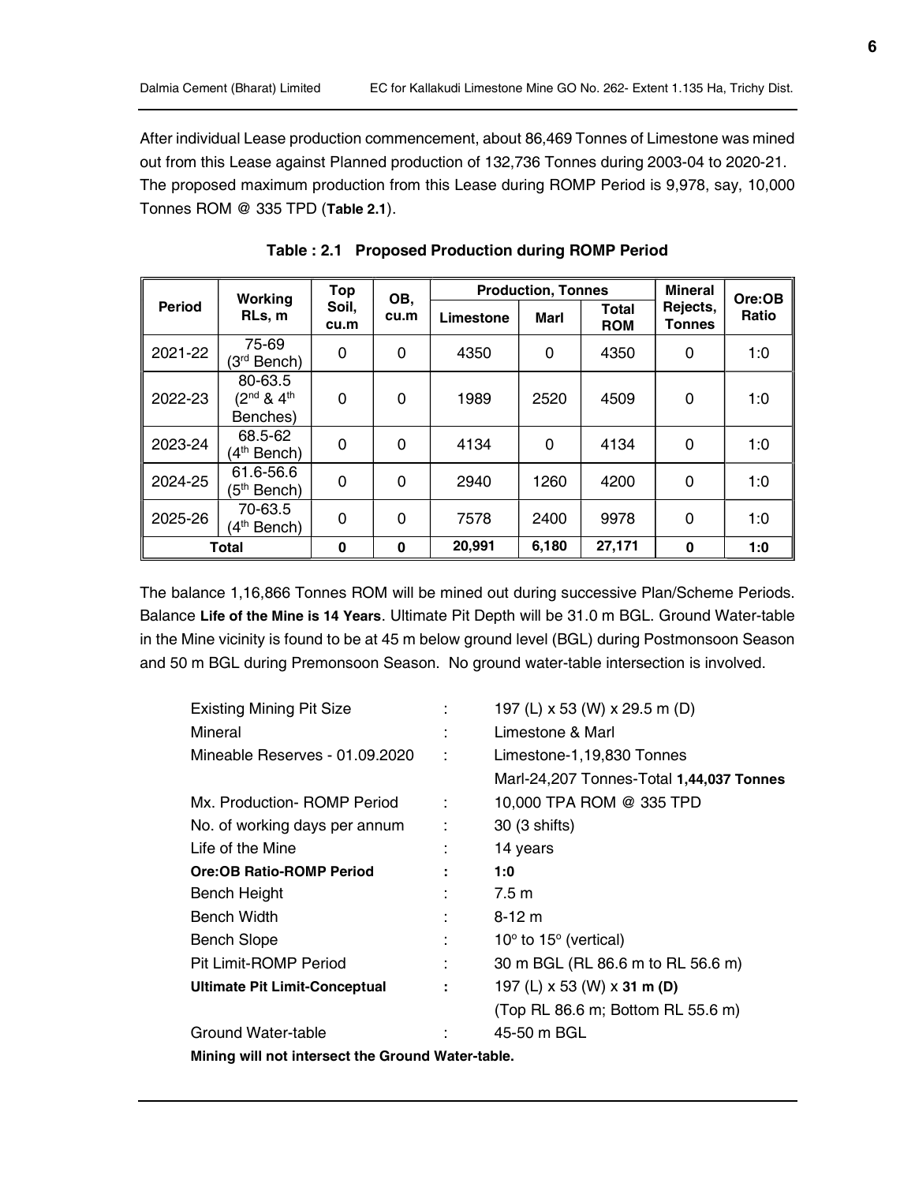After individual Lease production commencement, about 86,469 Tonnes of Limestone was mined out from this Lease against Planned production of 132,736 Tonnes during 2003-04 to 2020-21. The proposed maximum production from this Lease during ROMP Period is 9,978, say, 10,000 Tonnes ROM @ 335 TPD (**Table 2.1**).

**Table : 2.1 Proposed Production during ROMP Period**

| Period | Working RLs, m | Top Soil, cu.m | OB, cu.m | Production, Tonnes | | | Mineral Rejects, Tonnes | Ore:OB Ratio |
|---|---|---|---|---|---|---|---|---|
| | | | | Limestone | Marl | Total ROM | | |
| 2021-22 | 75-69 (3rd Bench) | 0 | 0 | 4350 | 0 | 4350 | 0 | 1:0 |
| 2022-23 | 80-63.5 (2nd & 4th Benches) | 0 | 0 | 1989 | 2520 | 4509 | 0 | 1:0 |
| 2023-24 | 68.5-62 (4th Bench) | 0 | 0 | 4134 | 0 | 4134 | 0 | 1:0 |
| 2024-25 | 61.6-56.6 (5th Bench) | 0 | 0 | 2940 | 1260 | 4200 | 0 | 1:0 |
| 2025-26 | 70-63.5 (4th Bench) | 0 | 0 | 7578 | 2400 | 9978 | 0 | 1:0 |
| **Total** | | **0** | **0** | **20,991** | **6,180** | **27,171** | **0** | **1:0** |

The balance 1,16,866 Tonnes ROM will be mined out during successive Plan/Scheme Periods. Balance **Life of the Mine is 14 Years**. Ultimate Pit Depth will be 31.0 m BGL. Ground Water-table in the Mine vicinity is found to be at 45 m below ground level (BGL) during Postmonsoon Season and 50 m BGL during Premonsoon Season. No ground water-table intersection is involved.

| | | |
|---|---|---|
| Existing Mining Pit Size | : | 197 (L) x 53 (W) x 29.5 m (D) |
| Mineral | : | Limestone & Marl |
| Mineable Reserves - 01.09.2020 | : | Limestone-1,19,830 Tonnes |
| | | Marl-24,207 Tonnes-Total **1,44,037 Tonnes** |
| Mx. Production- ROMP Period | : | 10,000 TPA ROM @ 335 TPD |
| No. of working days per annum | : | 30 (3 shifts) |
| Life of the Mine | : | 14 years |
| **Ore:OB Ratio-ROMP Period** | **:** | **1:0** |
| Bench Height | : | 7.5 m |
| Bench Width | : | 8-12 m |
| Bench Slope | : | 10° to 15° (vertical) |
| Pit Limit-ROMP Period | : | 30 m BGL (RL 86.6 m to RL 56.6 m) |
| **Ultimate Pit Limit-Conceptual** | **:** | 197 (L) x 53 (W) x **31 m (D)** |
| | | (Top RL 86.6 m; Bottom RL 55.6 m) |
| Ground Water-table | : | 45-50 m BGL |

**Mining will not intersect the Ground Water-table.**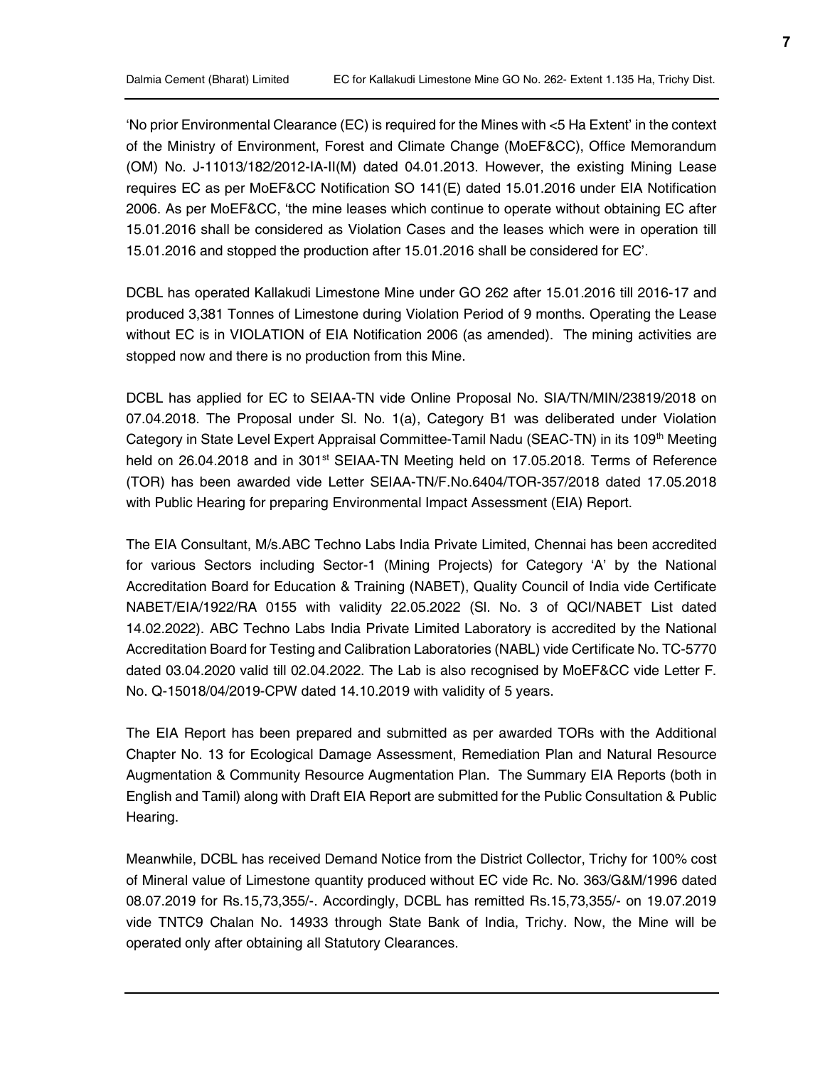'No prior Environmental Clearance (EC) is required for the Mines with <5 Ha Extent' in the context of the Ministry of Environment, Forest and Climate Change (MoEF&CC), Office Memorandum (OM) No. J-11013/182/2012-IA-II(M) dated 04.01.2013. However, the existing Mining Lease requires EC as per MoEF&CC Notification SO 141(E) dated 15.01.2016 under EIA Notification 2006. As per MoEF&CC, 'the mine leases which continue to operate without obtaining EC after 15.01.2016 shall be considered as Violation Cases and the leases which were in operation till 15.01.2016 and stopped the production after 15.01.2016 shall be considered for EC'.

DCBL has operated Kallakudi Limestone Mine under GO 262 after 15.01.2016 till 2016-17 and produced 3,381 Tonnes of Limestone during Violation Period of 9 months. Operating the Lease without EC is in VIOLATION of EIA Notification 2006 (as amended). The mining activities are stopped now and there is no production from this Mine.

DCBL has applied for EC to SEIAA-TN vide Online Proposal No. SIA/TN/MIN/23819/2018 on 07.04.2018. The Proposal under Sl. No. 1(a), Category B1 was deliberated under Violation Category in State Level Expert Appraisal Committee-Tamil Nadu (SEAC-TN) in its 109th Meeting held on 26.04.2018 and in 301st SEIAA-TN Meeting held on 17.05.2018. Terms of Reference (TOR) has been awarded vide Letter SEIAA-TN/F.No.6404/TOR-357/2018 dated 17.05.2018 with Public Hearing for preparing Environmental Impact Assessment (EIA) Report.

The EIA Consultant, M/s.ABC Techno Labs India Private Limited, Chennai has been accredited for various Sectors including Sector-1 (Mining Projects) for Category 'A' by the National Accreditation Board for Education & Training (NABET), Quality Council of India vide Certificate NABET/EIA/1922/RA 0155 with validity 22.05.2022 (Sl. No. 3 of QCI/NABET List dated 14.02.2022). ABC Techno Labs India Private Limited Laboratory is accredited by the National Accreditation Board for Testing and Calibration Laboratories (NABL) vide Certificate No. TC-5770 dated 03.04.2020 valid till 02.04.2022. The Lab is also recognised by MoEF&CC vide Letter F. No. Q-15018/04/2019-CPW dated 14.10.2019 with validity of 5 years.

The EIA Report has been prepared and submitted as per awarded TORs with the Additional Chapter No. 13 for Ecological Damage Assessment, Remediation Plan and Natural Resource Augmentation & Community Resource Augmentation Plan. The Summary EIA Reports (both in English and Tamil) along with Draft EIA Report are submitted for the Public Consultation & Public Hearing.

Meanwhile, DCBL has received Demand Notice from the District Collector, Trichy for 100% cost of Mineral value of Limestone quantity produced without EC vide Rc. No. 363/G&M/1996 dated 08.07.2019 for Rs.15,73,355/-. Accordingly, DCBL has remitted Rs.15,73,355/- on 19.07.2019 vide TNTC9 Chalan No. 14933 through State Bank of India, Trichy. Now, the Mine will be operated only after obtaining all Statutory Clearances.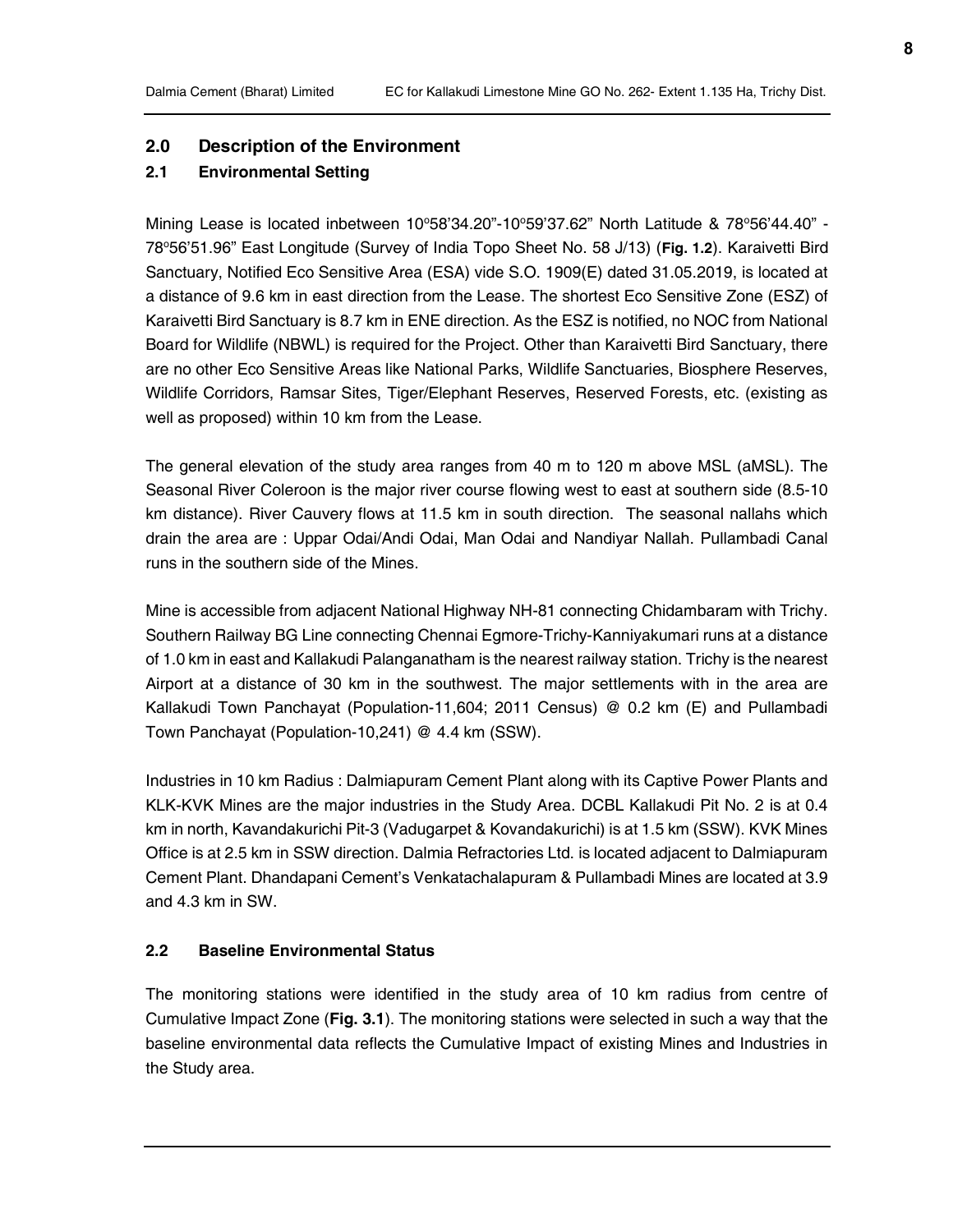## 2.0 Description of the Environment

### 2.1 Environmental Setting

Mining Lease is located inbetween 10°58'34.20"-10°59'37.62" North Latitude & 78°56'44.40" - 78°56'51.96" East Longitude (Survey of India Topo Sheet No. 58 J/13) (**Fig. 1.2**). Karaivetti Bird Sanctuary, Notified Eco Sensitive Area (ESA) vide S.O. 1909(E) dated 31.05.2019, is located at a distance of 9.6 km in east direction from the Lease. The shortest Eco Sensitive Zone (ESZ) of Karaivetti Bird Sanctuary is 8.7 km in ENE direction. As the ESZ is notified, no NOC from National Board for Wildlife (NBWL) is required for the Project. Other than Karaivetti Bird Sanctuary, there are no other Eco Sensitive Areas like National Parks, Wildlife Sanctuaries, Biosphere Reserves, Wildlife Corridors, Ramsar Sites, Tiger/Elephant Reserves, Reserved Forests, etc. (existing as well as proposed) within 10 km from the Lease.

The general elevation of the study area ranges from 40 m to 120 m above MSL (aMSL). The Seasonal River Coleroon is the major river course flowing west to east at southern side (8.5-10 km distance). River Cauvery flows at 11.5 km in south direction. The seasonal nallahs which drain the area are : Uppar Odai/Andi Odai, Man Odai and Nandiyar Nallah. Pullambadi Canal runs in the southern side of the Mines.

Mine is accessible from adjacent National Highway NH-81 connecting Chidambaram with Trichy. Southern Railway BG Line connecting Chennai Egmore-Trichy-Kanniyakumari runs at a distance of 1.0 km in east and Kallakudi Palanganatham is the nearest railway station. Trichy is the nearest Airport at a distance of 30 km in the southwest. The major settlements with in the area are Kallakudi Town Panchayat (Population-11,604; 2011 Census) @ 0.2 km (E) and Pullambadi Town Panchayat (Population-10,241) @ 4.4 km (SSW).

Industries in 10 km Radius : Dalmiapuram Cement Plant along with its Captive Power Plants and KLK-KVK Mines are the major industries in the Study Area. DCBL Kallakudi Pit No. 2 is at 0.4 km in north, Kavandakurichi Pit-3 (Vadugarpet & Kovandakurichi) is at 1.5 km (SSW). KVK Mines Office is at 2.5 km in SSW direction. Dalmia Refractories Ltd. is located adjacent to Dalmiapuram Cement Plant. Dhandapani Cement's Venkatachalapuram & Pullambadi Mines are located at 3.9 and 4.3 km in SW.

### 2.2 Baseline Environmental Status

The monitoring stations were identified in the study area of 10 km radius from centre of Cumulative Impact Zone (**Fig. 3.1**). The monitoring stations were selected in such a way that the baseline environmental data reflects the Cumulative Impact of existing Mines and Industries in the Study area.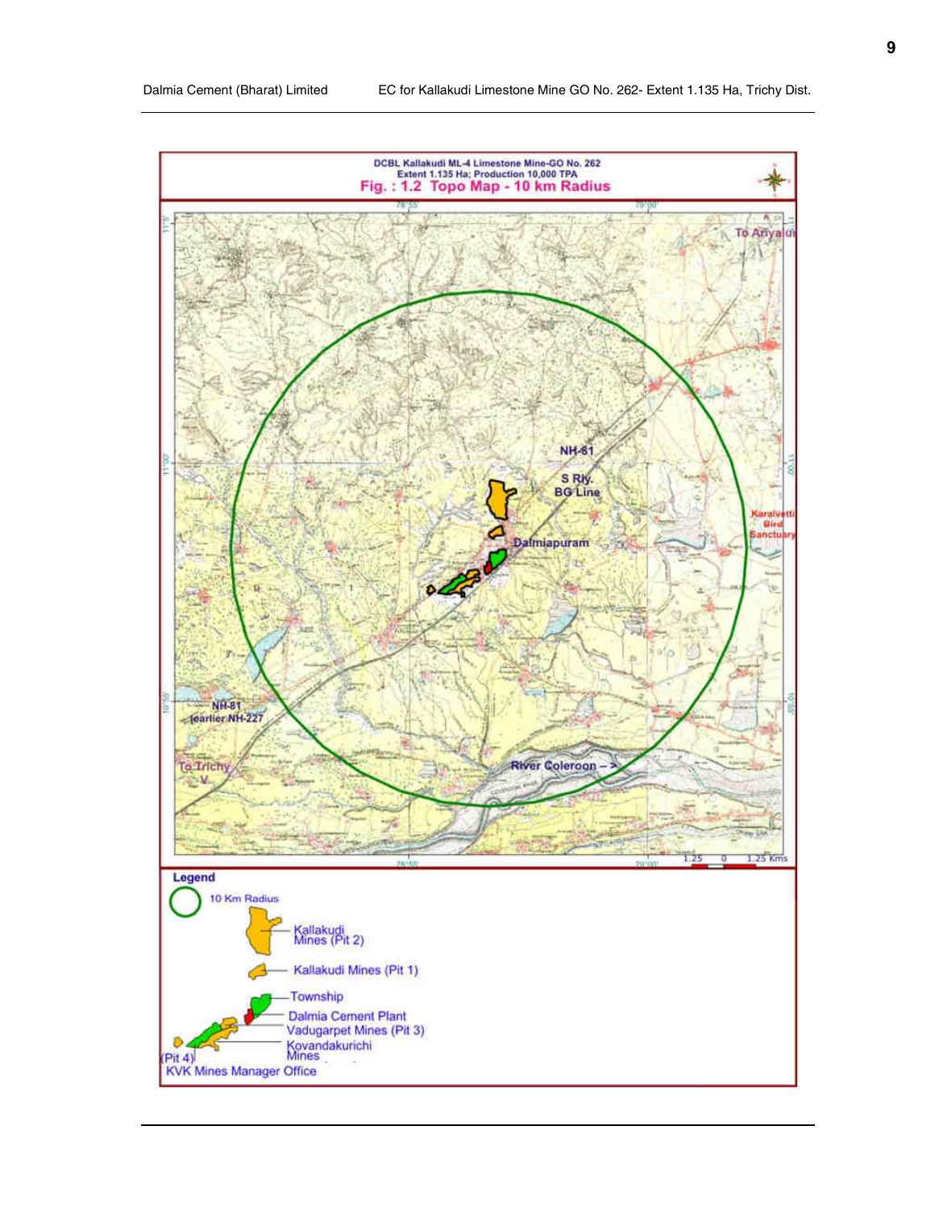DCBL Kallakudi ML-4 Limestone Mine-GO No. 262
Extent 1.135 Ha; Production 10,000 TPA

**Fig. : 1.2 Topo Map - 10 km Radius**

NH-81

S Rly. BG Line

Dalmiapuram

Karaivetti Bird Sanctuary

To Ariyalur

NH-81 (earlier NH-227)

To Trichy

River Coleroon – >

1.25 0 1.25 Kms

**Legend**

- 10 Km Radius
- Kallakudi Mines (Pit 2)
- Kallakudi Mines (Pit 1)
- Township
- Dalmia Cement Plant
- Vadugarpet Mines (Pit 3)
- Kovandakurichi Mines (Pit 4)
- KVK Mines Manager Office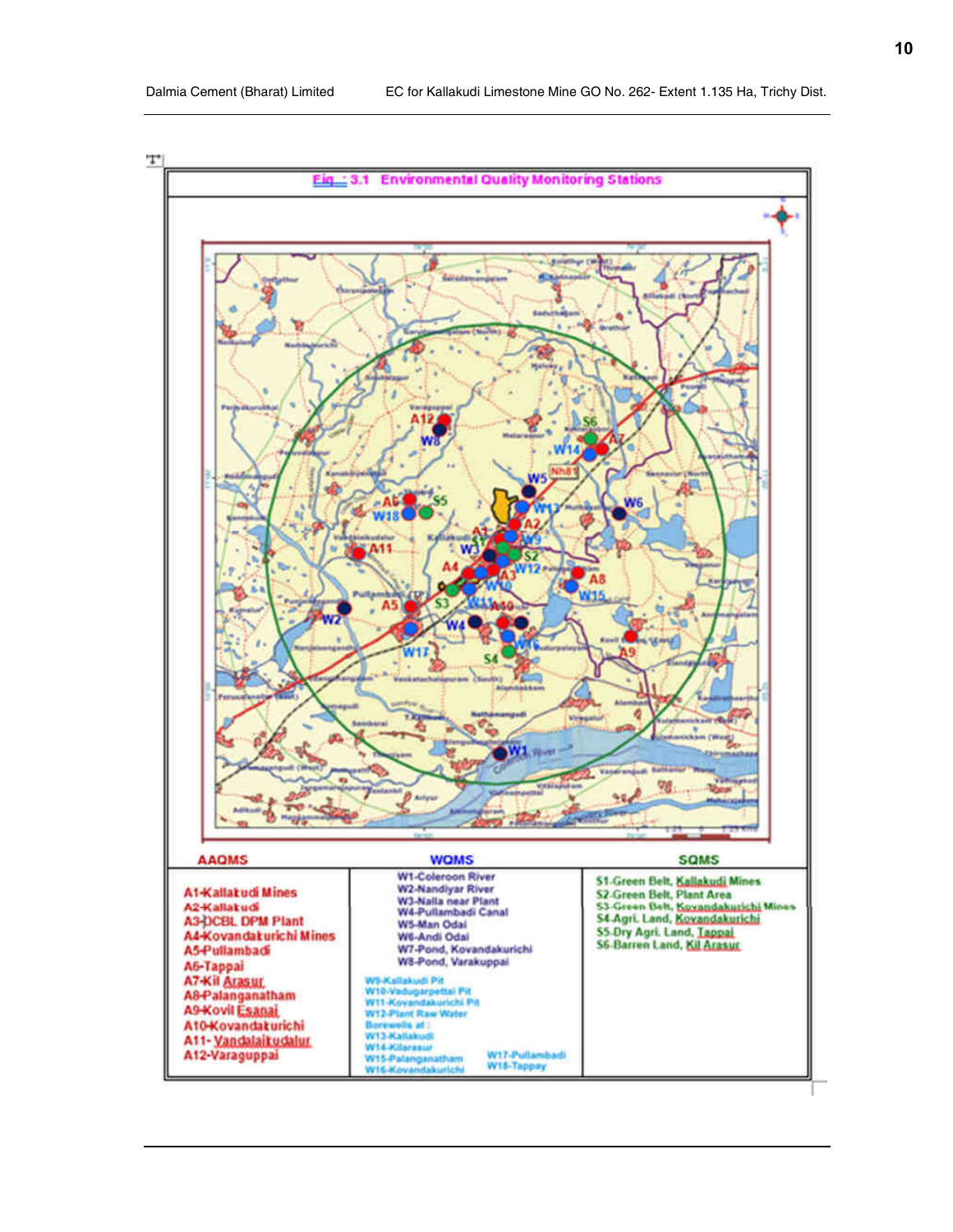Fig. : 3.1 Environmental Quality Monitoring Stations

| AAQMS | WQMS | SQMS |
|---|---|---|
| A1-Kallakudi Mines<br>A2-Kallakudi<br>A3-DCBL DPM Plant<br>A4-Kovandakurichi Mines<br>A5-Pullambadi<br>A6-Tappai<br>A7-Kil Arasur<br>A8-Palanganatham<br>A9-Kovil Esanai<br>A10-Kovandakurichi<br>A11- Vandalaikudalur<br>A12-Varaguppai | W1-Coleroon River<br>W2-Nandiyar River<br>W3-Nalla near Plant<br>W4-Pullambadi Canal<br>W5-Man Odai<br>W6-Andi Odai<br>W7-Pond, Kovandakurichi<br>W8-Pond, Varakuppai<br>W9-Kallakudi Pit<br>W10-Vadugarpettai Pit<br>W11-Kovandakurichi Pit<br>W12-Plant Raw Water<br>Borewells at :<br>W13-Kallakudi<br>W14-Kilarasur<br>W15-Palanganatham<br>W16-Kovandakurichi<br>W17-Pullambadi<br>W18-Tappay | S1-Green Belt, Kallakudi Mines<br>S2-Green Belt, Plant Area<br>S3-Green Belt, Kovandakurichi Mines<br>S4-Agri. Land, Kovandakurichi<br>S5-Dry Agri. Land, Tappai<br>S6-Barren Land, Kil Arasur |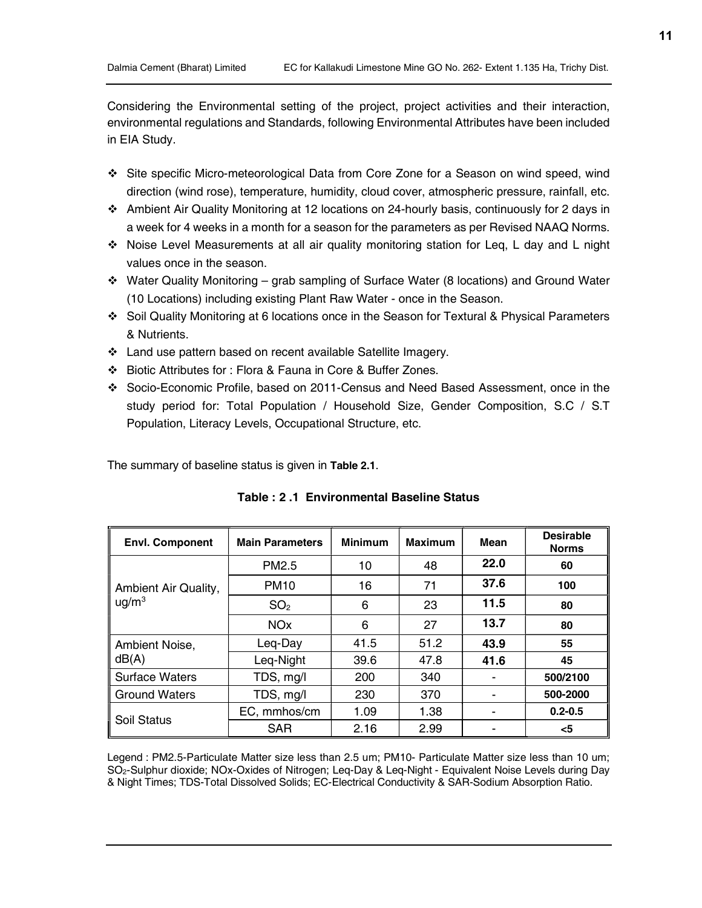Considering the Environmental setting of the project, project activities and their interaction, environmental regulations and Standards, following Environmental Attributes have been included in EIA Study.

- Site specific Micro-meteorological Data from Core Zone for a Season on wind speed, wind direction (wind rose), temperature, humidity, cloud cover, atmospheric pressure, rainfall, etc.
- Ambient Air Quality Monitoring at 12 locations on 24-hourly basis, continuously for 2 days in a week for 4 weeks in a month for a season for the parameters as per Revised NAAQ Norms.
- Noise Level Measurements at all air quality monitoring station for Leq, L day and L night values once in the season.
- Water Quality Monitoring – grab sampling of Surface Water (8 locations) and Ground Water (10 Locations) including existing Plant Raw Water - once in the Season.
- Soil Quality Monitoring at 6 locations once in the Season for Textural & Physical Parameters & Nutrients.
- Land use pattern based on recent available Satellite Imagery.
- Biotic Attributes for : Flora & Fauna in Core & Buffer Zones.
- Socio-Economic Profile, based on 2011-Census and Need Based Assessment, once in the study period for: Total Population / Household Size, Gender Composition, S.C / S.T Population, Literacy Levels, Occupational Structure, etc.

The summary of baseline status is given in **Table 2.1**.

**Table : 2 .1 Environmental Baseline Status**

| Envl. Component | Main Parameters | Minimum | Maximum | Mean | Desirable Norms |
|---|---|---|---|---|---|
| Ambient Air Quality, ug/m$^3$ | PM2.5 | 10 | 48 | **22.0** | **60** |
| | PM10 | 16 | 71 | **37.6** | **100** |
| | $SO_2$ | 6 | 23 | **11.5** | **80** |
| | NOx | 6 | 27 | **13.7** | **80** |
| Ambient Noise, dB(A) | Leq-Day | 41.5 | 51.2 | **43.9** | **55** |
| | Leq-Night | 39.6 | 47.8 | **41.6** | **45** |
| Surface Waters | TDS, mg/l | 200 | 340 | - | **500/2100** |
| Ground Waters | TDS, mg/l | 230 | 370 | - | **500-2000** |
| Soil Status | EC, mmhos/cm | 1.09 | 1.38 | - | **0.2-0.5** |
| | SAR | 2.16 | 2.99 | - | **<5** |

Legend : PM2.5-Particulate Matter size less than 2.5 um; PM10- Particulate Matter size less than 10 um; $SO_2$-Sulphur dioxide; NOx-Oxides of Nitrogen; Leq-Day & Leq-Night - Equivalent Noise Levels during Day & Night Times; TDS-Total Dissolved Solids; EC-Electrical Conductivity & SAR-Sodium Absorption Ratio.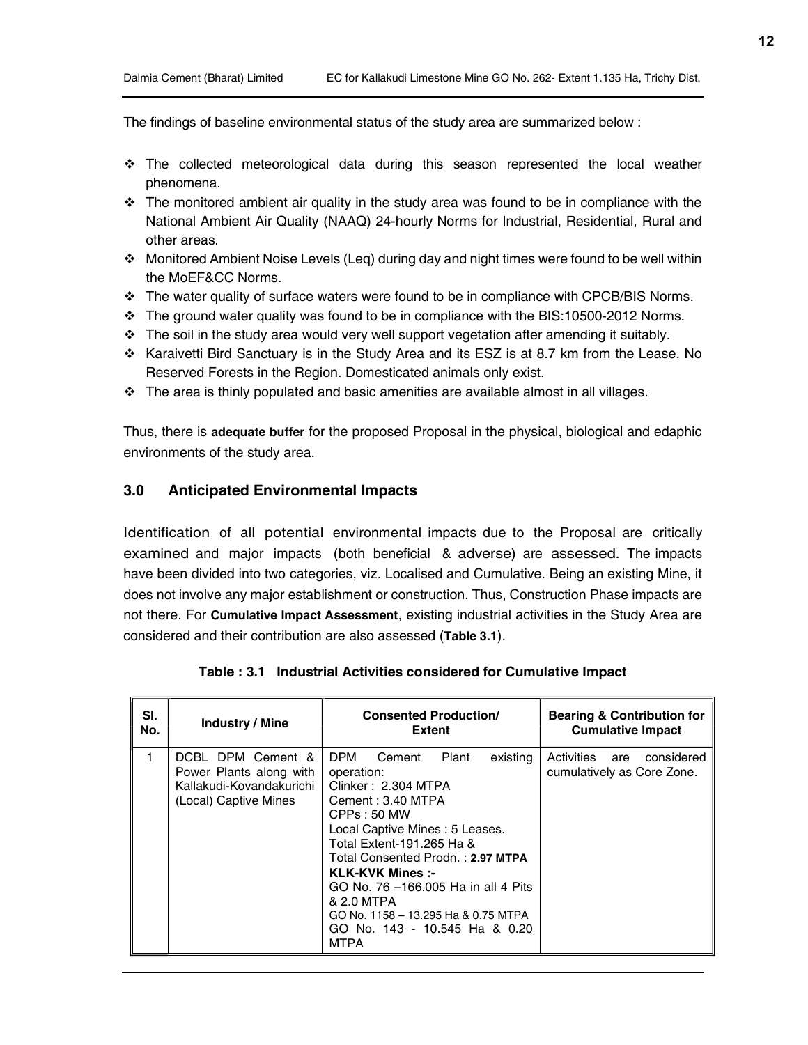The findings of baseline environmental status of the study area are summarized below :

- The collected meteorological data during this season represented the local weather phenomena.
- The monitored ambient air quality in the study area was found to be in compliance with the National Ambient Air Quality (NAAQ) 24-hourly Norms for Industrial, Residential, Rural and other areas.
- Monitored Ambient Noise Levels (Leq) during day and night times were found to be well within the MoEF&CC Norms.
- The water quality of surface waters were found to be in compliance with CPCB/BIS Norms.
- The ground water quality was found to be in compliance with the BIS:10500-2012 Norms.
- The soil in the study area would very well support vegetation after amending it suitably.
- Karaivetti Bird Sanctuary is in the Study Area and its ESZ is at 8.7 km from the Lease. No Reserved Forests in the Region. Domesticated animals only exist.
- The area is thinly populated and basic amenities are available almost in all villages.

Thus, there is **adequate buffer** for the proposed Proposal in the physical, biological and edaphic environments of the study area.

## 3.0 Anticipated Environmental Impacts

Identification of all potential environmental impacts due to the Proposal are critically examined and major impacts (both beneficial & adverse) are assessed. The impacts have been divided into two categories, viz. Localised and Cumulative. Being an existing Mine, it does not involve any major establishment or construction. Thus, Construction Phase impacts are not there. For **Cumulative Impact Assessment**, existing industrial activities in the Study Area are considered and their contribution are also assessed (**Table 3.1**).

**Table : 3.1 Industrial Activities considered for Cumulative Impact**

| Sl. No. | Industry / Mine | Consented Production/ Extent | Bearing & Contribution for Cumulative Impact |
|---|---|---|---|
| 1 | DCBL DPM Cement & Power Plants along with Kallakudi-Kovandakurichi (Local) Captive Mines | DPM Cement Plant existing operation:<br>Clinker : 2.304 MTPA<br>Cement : 3.40 MTPA<br>CPPs : 50 MW<br>Local Captive Mines : 5 Leases.<br>Total Extent-191.265 Ha &<br>Total Consented Prodn. : **2.97 MTPA**<br>**KLK-KVK Mines :-**<br>GO No. 76 –166.005 Ha in all 4 Pits & 2.0 MTPA<br>GO No. 1158 – 13.295 Ha & 0.75 MTPA<br>GO No. 143 - 10.545 Ha & 0.20 MTPA | Activities are considered cumulatively as Core Zone. |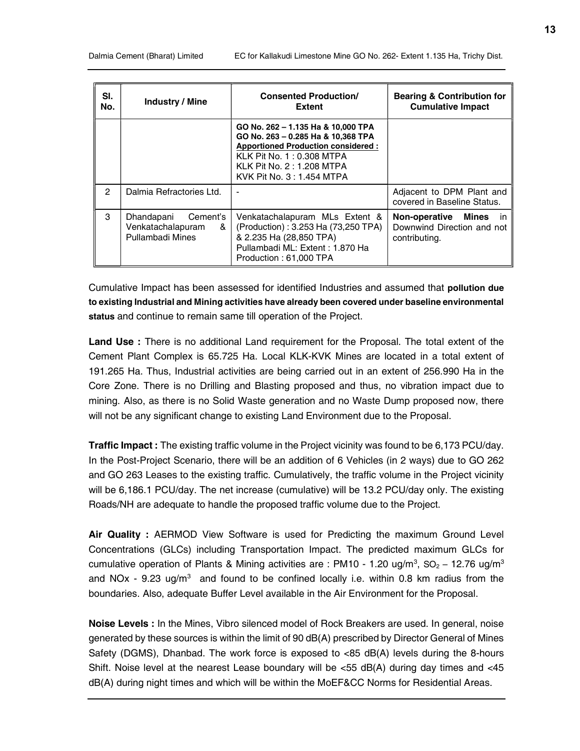| Sl. No. | Industry / Mine | Consented Production/ Extent | Bearing & Contribution for Cumulative Impact |
|---|---|---|---|
| | | **GO No. 262 – 1.135 Ha & 10,000 TPA**<br>**GO No. 263 – 0.285 Ha & 10,368 TPA**<br>**Apportioned Production considered :**<br>KLK Pit No. 1 : 0.308 MTPA<br>KLK Pit No. 2 : 1.208 MTPA<br>KVK Pit No. 3 : 1.454 MTPA | |
| 2 | Dalmia Refractories Ltd. | - | Adjacent to DPM Plant and covered in Baseline Status. |
| 3 | Dhandapani Cement's Venkatachalapuram & Pullambadi Mines | Venkatachalapuram MLs Extent & (Production) : 3.253 Ha (73,250 TPA) & 2.235 Ha (28,850 TPA)<br>Pullambadi ML: Extent : 1.870 Ha Production : 61,000 TPA | **Non-operative Mines** in Downwind Direction and not contributing. |

Cumulative Impact has been assessed for identified Industries and assumed that **pollution due to existing Industrial and Mining activities have already been covered under baseline environmental status** and continue to remain same till operation of the Project.

**Land Use :** There is no additional Land requirement for the Proposal. The total extent of the Cement Plant Complex is 65.725 Ha. Local KLK-KVK Mines are located in a total extent of 191.265 Ha. Thus, Industrial activities are being carried out in an extent of 256.990 Ha in the Core Zone. There is no Drilling and Blasting proposed and thus, no vibration impact due to mining. Also, as there is no Solid Waste generation and no Waste Dump proposed now, there will not be any significant change to existing Land Environment due to the Proposal.

**Traffic Impact :** The existing traffic volume in the Project vicinity was found to be 6,173 PCU/day. In the Post-Project Scenario, there will be an addition of 6 Vehicles (in 2 ways) due to GO 262 and GO 263 Leases to the existing traffic. Cumulatively, the traffic volume in the Project vicinity will be 6,186.1 PCU/day. The net increase (cumulative) will be 13.2 PCU/day only. The existing Roads/NH are adequate to handle the proposed traffic volume due to the Project.

**Air Quality :** AERMOD View Software is used for Predicting the maximum Ground Level Concentrations (GLCs) including Transportation Impact. The predicted maximum GLCs for cumulative operation of Plants & Mining activities are : PM10 - 1.20 ug/$m^3$, $SO_2$ – 12.76 ug/$m^3$ and NOx - 9.23 ug/$m^3$ and found to be confined locally i.e. within 0.8 km radius from the boundaries. Also, adequate Buffer Level available in the Air Environment for the Proposal.

**Noise Levels :** In the Mines, Vibro silenced model of Rock Breakers are used. In general, noise generated by these sources is within the limit of 90 dB(A) prescribed by Director General of Mines Safety (DGMS), Dhanbad. The work force is exposed to <85 dB(A) levels during the 8-hours Shift. Noise level at the nearest Lease boundary will be <55 dB(A) during day times and <45 dB(A) during night times and which will be within the MoEF&CC Norms for Residential Areas.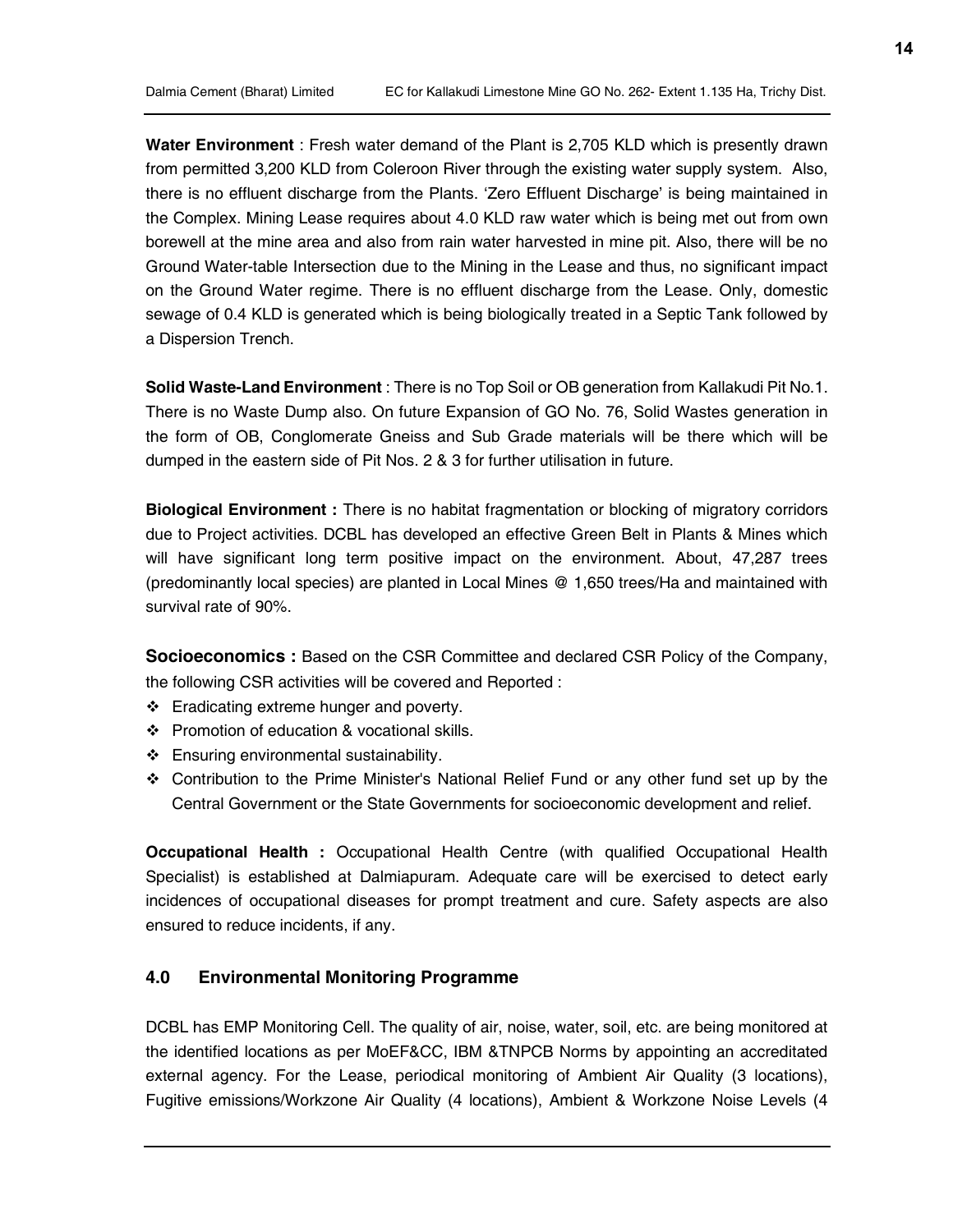**Water Environment** : Fresh water demand of the Plant is 2,705 KLD which is presently drawn from permitted 3,200 KLD from Coleroon River through the existing water supply system. Also, there is no effluent discharge from the Plants. 'Zero Effluent Discharge' is being maintained in the Complex. Mining Lease requires about 4.0 KLD raw water which is being met out from own borewell at the mine area and also from rain water harvested in mine pit. Also, there will be no Ground Water-table Intersection due to the Mining in the Lease and thus, no significant impact on the Ground Water regime. There is no effluent discharge from the Lease. Only, domestic sewage of 0.4 KLD is generated which is being biologically treated in a Septic Tank followed by a Dispersion Trench.

**Solid Waste-Land Environment** : There is no Top Soil or OB generation from Kallakudi Pit No.1. There is no Waste Dump also. On future Expansion of GO No. 76, Solid Wastes generation in the form of OB, Conglomerate Gneiss and Sub Grade materials will be there which will be dumped in the eastern side of Pit Nos. 2 & 3 for further utilisation in future.

**Biological Environment :** There is no habitat fragmentation or blocking of migratory corridors due to Project activities. DCBL has developed an effective Green Belt in Plants & Mines which will have significant long term positive impact on the environment. About, 47,287 trees (predominantly local species) are planted in Local Mines @ 1,650 trees/Ha and maintained with survival rate of 90%.

**Socioeconomics :** Based on the CSR Committee and declared CSR Policy of the Company, the following CSR activities will be covered and Reported :

- Eradicating extreme hunger and poverty.
- Promotion of education & vocational skills.
- Ensuring environmental sustainability.
- Contribution to the Prime Minister's National Relief Fund or any other fund set up by the Central Government or the State Governments for socioeconomic development and relief.

**Occupational Health :** Occupational Health Centre (with qualified Occupational Health Specialist) is established at Dalmiapuram. Adequate care will be exercised to detect early incidences of occupational diseases for prompt treatment and cure. Safety aspects are also ensured to reduce incidents, if any.

## 4.0 Environmental Monitoring Programme

DCBL has EMP Monitoring Cell. The quality of air, noise, water, soil, etc. are being monitored at the identified locations as per MoEF&CC, IBM &TNPCB Norms by appointing an accreditated external agency. For the Lease, periodical monitoring of Ambient Air Quality (3 locations), Fugitive emissions/Workzone Air Quality (4 locations), Ambient & Workzone Noise Levels (4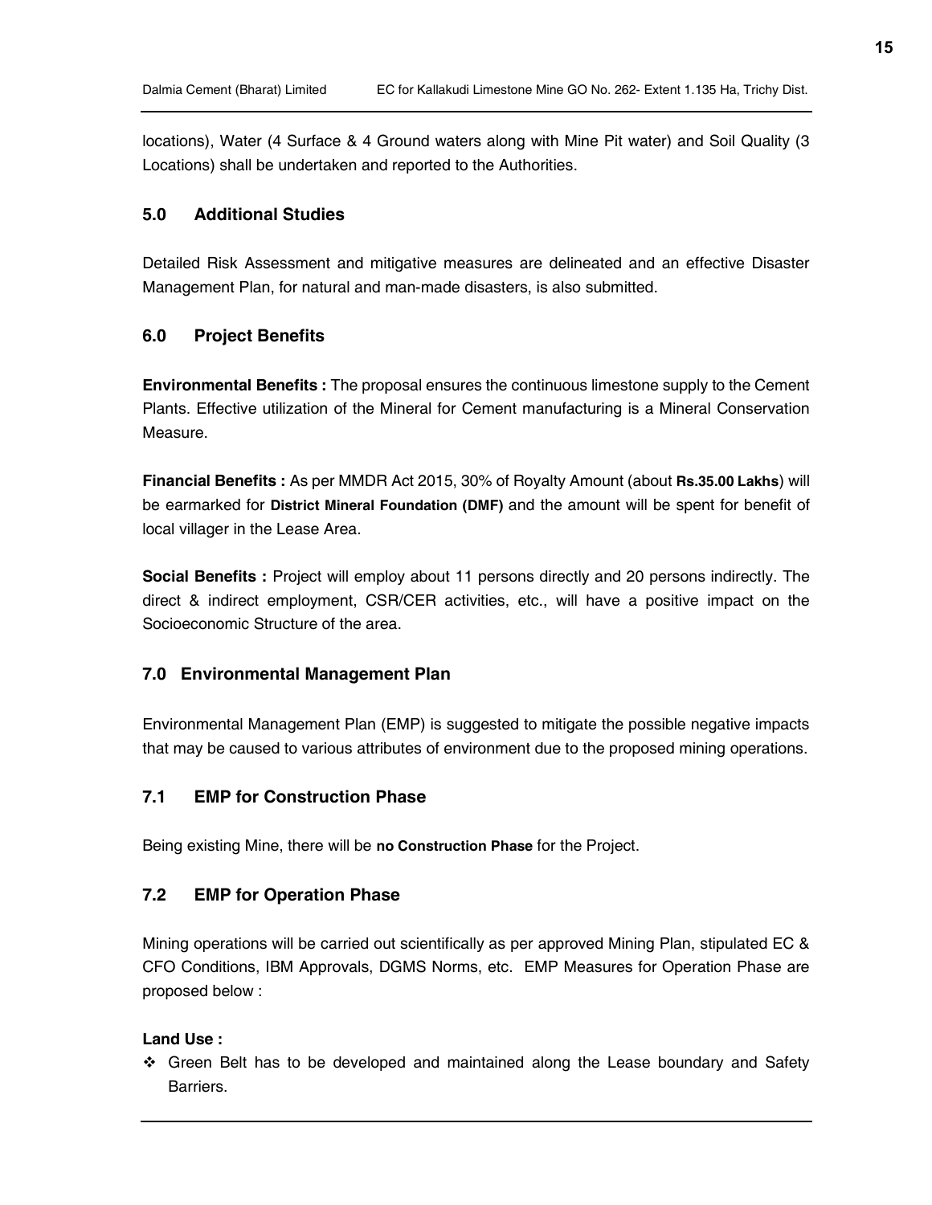locations), Water (4 Surface & 4 Ground waters along with Mine Pit water) and Soil Quality (3 Locations) shall be undertaken and reported to the Authorities.

## 5.0 Additional Studies

Detailed Risk Assessment and mitigative measures are delineated and an effective Disaster Management Plan, for natural and man-made disasters, is also submitted.

## 6.0 Project Benefits

**Environmental Benefits :** The proposal ensures the continuous limestone supply to the Cement Plants. Effective utilization of the Mineral for Cement manufacturing is a Mineral Conservation Measure.

**Financial Benefits :** As per MMDR Act 2015, 30% of Royalty Amount (about **Rs.35.00 Lakhs**) will be earmarked for **District Mineral Foundation (DMF)** and the amount will be spent for benefit of local villager in the Lease Area.

**Social Benefits :** Project will employ about 11 persons directly and 20 persons indirectly. The direct & indirect employment, CSR/CER activities, etc., will have a positive impact on the Socioeconomic Structure of the area.

## 7.0 Environmental Management Plan

Environmental Management Plan (EMP) is suggested to mitigate the possible negative impacts that may be caused to various attributes of environment due to the proposed mining operations.

### 7.1 EMP for Construction Phase

Being existing Mine, there will be **no Construction Phase** for the Project.

### 7.2 EMP for Operation Phase

Mining operations will be carried out scientifically as per approved Mining Plan, stipulated EC & CFO Conditions, IBM Approvals, DGMS Norms, etc. EMP Measures for Operation Phase are proposed below :

**Land Use :**

- ❖ Green Belt has to be developed and maintained along the Lease boundary and Safety Barriers.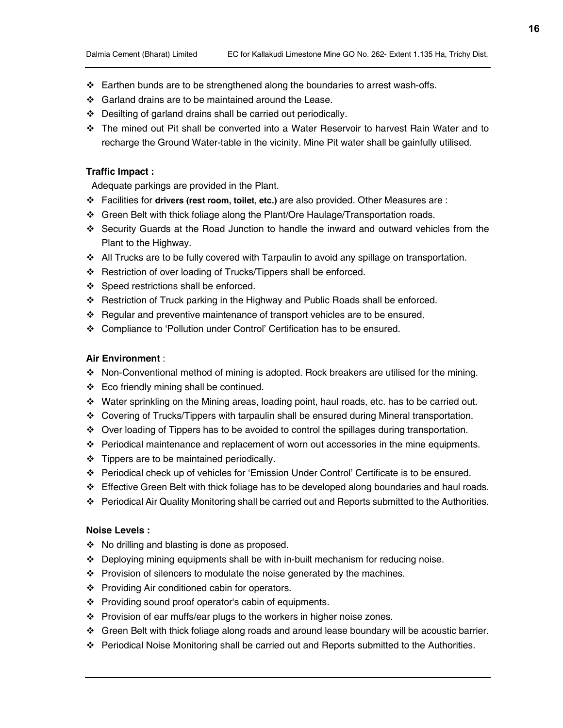- Earthen bunds are to be strengthened along the boundaries to arrest wash-offs.
- Garland drains are to be maintained around the Lease.
- Desilting of garland drains shall be carried out periodically.
- The mined out Pit shall be converted into a Water Reservoir to harvest Rain Water and to recharge the Ground Water-table in the vicinity. Mine Pit water shall be gainfully utilised.

**Traffic Impact :**

Adequate parkings are provided in the Plant.

- Facilities for **drivers (rest room, toilet, etc.)** are also provided. Other Measures are :
- Green Belt with thick foliage along the Plant/Ore Haulage/Transportation roads.
- Security Guards at the Road Junction to handle the inward and outward vehicles from the Plant to the Highway.
- All Trucks are to be fully covered with Tarpaulin to avoid any spillage on transportation.
- Restriction of over loading of Trucks/Tippers shall be enforced.
- Speed restrictions shall be enforced.
- Restriction of Truck parking in the Highway and Public Roads shall be enforced.
- Regular and preventive maintenance of transport vehicles are to be ensured.
- Compliance to 'Pollution under Control' Certification has to be ensured.

**Air Environment** :

- Non-Conventional method of mining is adopted. Rock breakers are utilised for the mining.
- Eco friendly mining shall be continued.
- Water sprinkling on the Mining areas, loading point, haul roads, etc. has to be carried out.
- Covering of Trucks/Tippers with tarpaulin shall be ensured during Mineral transportation.
- Over loading of Tippers has to be avoided to control the spillages during transportation.
- Periodical maintenance and replacement of worn out accessories in the mine equipments.
- Tippers are to be maintained periodically.
- Periodical check up of vehicles for 'Emission Under Control' Certificate is to be ensured.
- Effective Green Belt with thick foliage has to be developed along boundaries and haul roads.
- Periodical Air Quality Monitoring shall be carried out and Reports submitted to the Authorities.

**Noise Levels :**

- No drilling and blasting is done as proposed.
- Deploying mining equipments shall be with in-built mechanism for reducing noise.
- Provision of silencers to modulate the noise generated by the machines.
- Providing Air conditioned cabin for operators.
- Providing sound proof operator's cabin of equipments.
- Provision of ear muffs/ear plugs to the workers in higher noise zones.
- Green Belt with thick foliage along roads and around lease boundary will be acoustic barrier.
- Periodical Noise Monitoring shall be carried out and Reports submitted to the Authorities.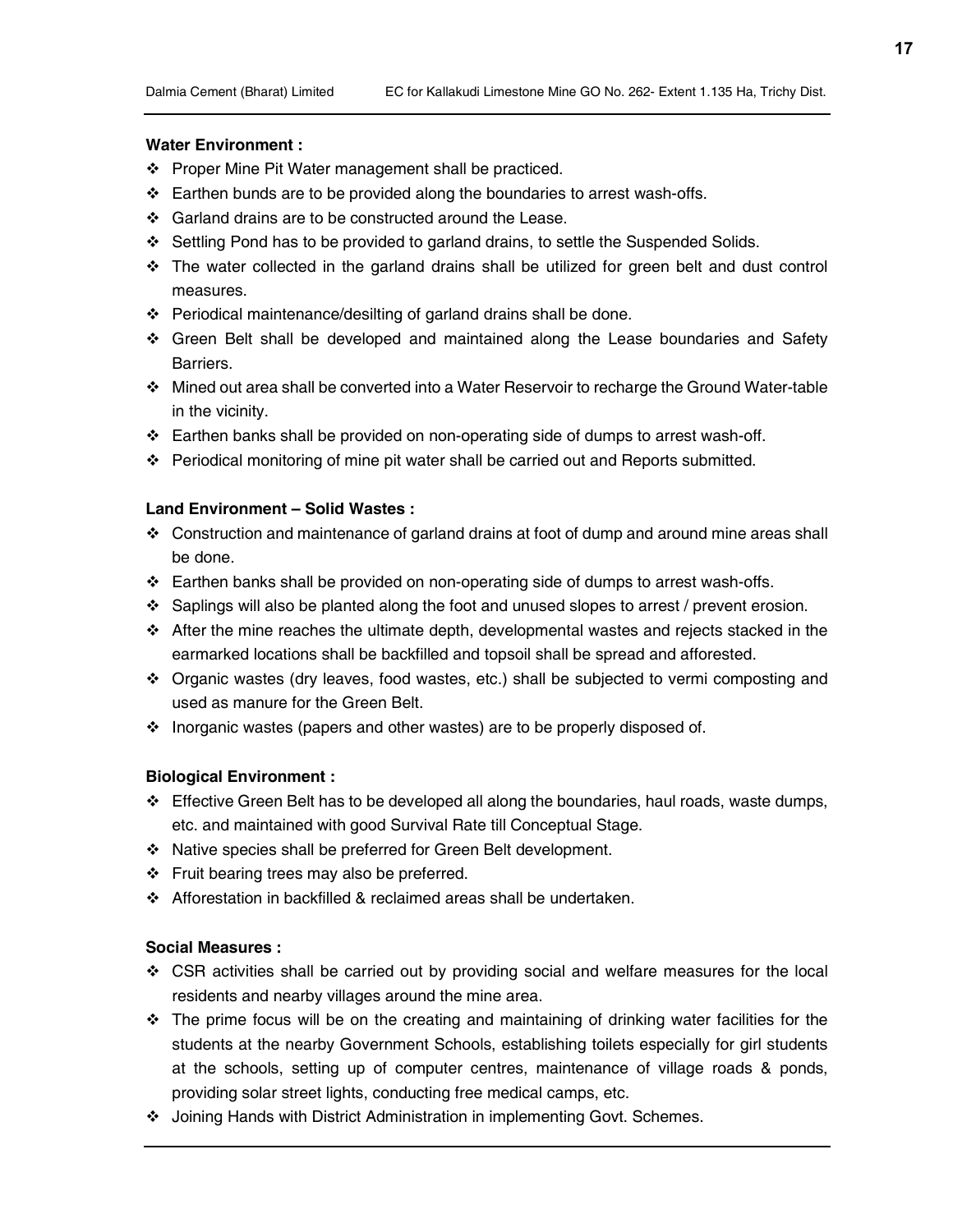**Water Environment :**

- Proper Mine Pit Water management shall be practiced.
- Earthen bunds are to be provided along the boundaries to arrest wash-offs.
- Garland drains are to be constructed around the Lease.
- Settling Pond has to be provided to garland drains, to settle the Suspended Solids.
- The water collected in the garland drains shall be utilized for green belt and dust control measures.
- Periodical maintenance/desilting of garland drains shall be done.
- Green Belt shall be developed and maintained along the Lease boundaries and Safety Barriers.
- Mined out area shall be converted into a Water Reservoir to recharge the Ground Water-table in the vicinity.
- Earthen banks shall be provided on non-operating side of dumps to arrest wash-off.
- Periodical monitoring of mine pit water shall be carried out and Reports submitted.

**Land Environment – Solid Wastes :**

- Construction and maintenance of garland drains at foot of dump and around mine areas shall be done.
- Earthen banks shall be provided on non-operating side of dumps to arrest wash-offs.
- Saplings will also be planted along the foot and unused slopes to arrest / prevent erosion.
- After the mine reaches the ultimate depth, developmental wastes and rejects stacked in the earmarked locations shall be backfilled and topsoil shall be spread and afforested.
- Organic wastes (dry leaves, food wastes, etc.) shall be subjected to vermi composting and used as manure for the Green Belt.
- Inorganic wastes (papers and other wastes) are to be properly disposed of.

**Biological Environment :**

- Effective Green Belt has to be developed all along the boundaries, haul roads, waste dumps, etc. and maintained with good Survival Rate till Conceptual Stage.
- Native species shall be preferred for Green Belt development.
- Fruit bearing trees may also be preferred.
- Afforestation in backfilled & reclaimed areas shall be undertaken.

**Social Measures :**

- CSR activities shall be carried out by providing social and welfare measures for the local residents and nearby villages around the mine area.
- The prime focus will be on the creating and maintaining of drinking water facilities for the students at the nearby Government Schools, establishing toilets especially for girl students at the schools, setting up of computer centres, maintenance of village roads & ponds, providing solar street lights, conducting free medical camps, etc.
- Joining Hands with District Administration in implementing Govt. Schemes.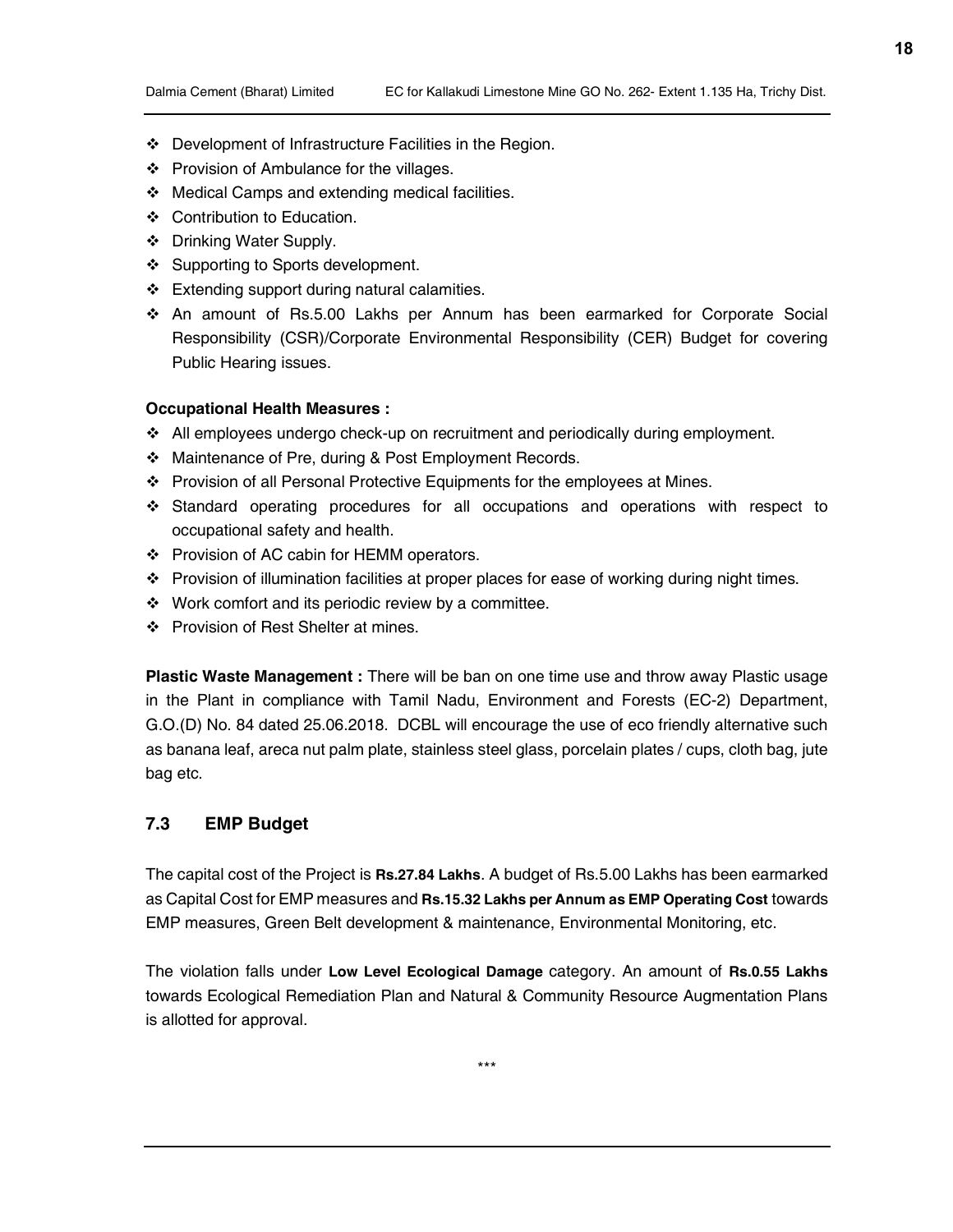- Development of Infrastructure Facilities in the Region.
- Provision of Ambulance for the villages.
- Medical Camps and extending medical facilities.
- Contribution to Education.
- Drinking Water Supply.
- Supporting to Sports development.
- Extending support during natural calamities.
- An amount of Rs.5.00 Lakhs per Annum has been earmarked for Corporate Social Responsibility (CSR)/Corporate Environmental Responsibility (CER) Budget for covering Public Hearing issues.

**Occupational Health Measures :**

- All employees undergo check-up on recruitment and periodically during employment.
- Maintenance of Pre, during & Post Employment Records.
- Provision of all Personal Protective Equipments for the employees at Mines.
- Standard operating procedures for all occupations and operations with respect to occupational safety and health.
- Provision of AC cabin for HEMM operators.
- Provision of illumination facilities at proper places for ease of working during night times.
- Work comfort and its periodic review by a committee.
- Provision of Rest Shelter at mines.

**Plastic Waste Management :** There will be ban on one time use and throw away Plastic usage in the Plant in compliance with Tamil Nadu, Environment and Forests (EC-2) Department, G.O.(D) No. 84 dated 25.06.2018. DCBL will encourage the use of eco friendly alternative such as banana leaf, areca nut palm plate, stainless steel glass, porcelain plates / cups, cloth bag, jute bag etc.

## 7.3 EMP Budget

The capital cost of the Project is **Rs.27.84 Lakhs**. A budget of Rs.5.00 Lakhs has been earmarked as Capital Cost for EMP measures and **Rs.15.32 Lakhs per Annum as EMP Operating Cost** towards EMP measures, Green Belt development & maintenance, Environmental Monitoring, etc.

The violation falls under **Low Level Ecological Damage** category. An amount of **Rs.0.55 Lakhs** towards Ecological Remediation Plan and Natural & Community Resource Augmentation Plans is allotted for approval.

***